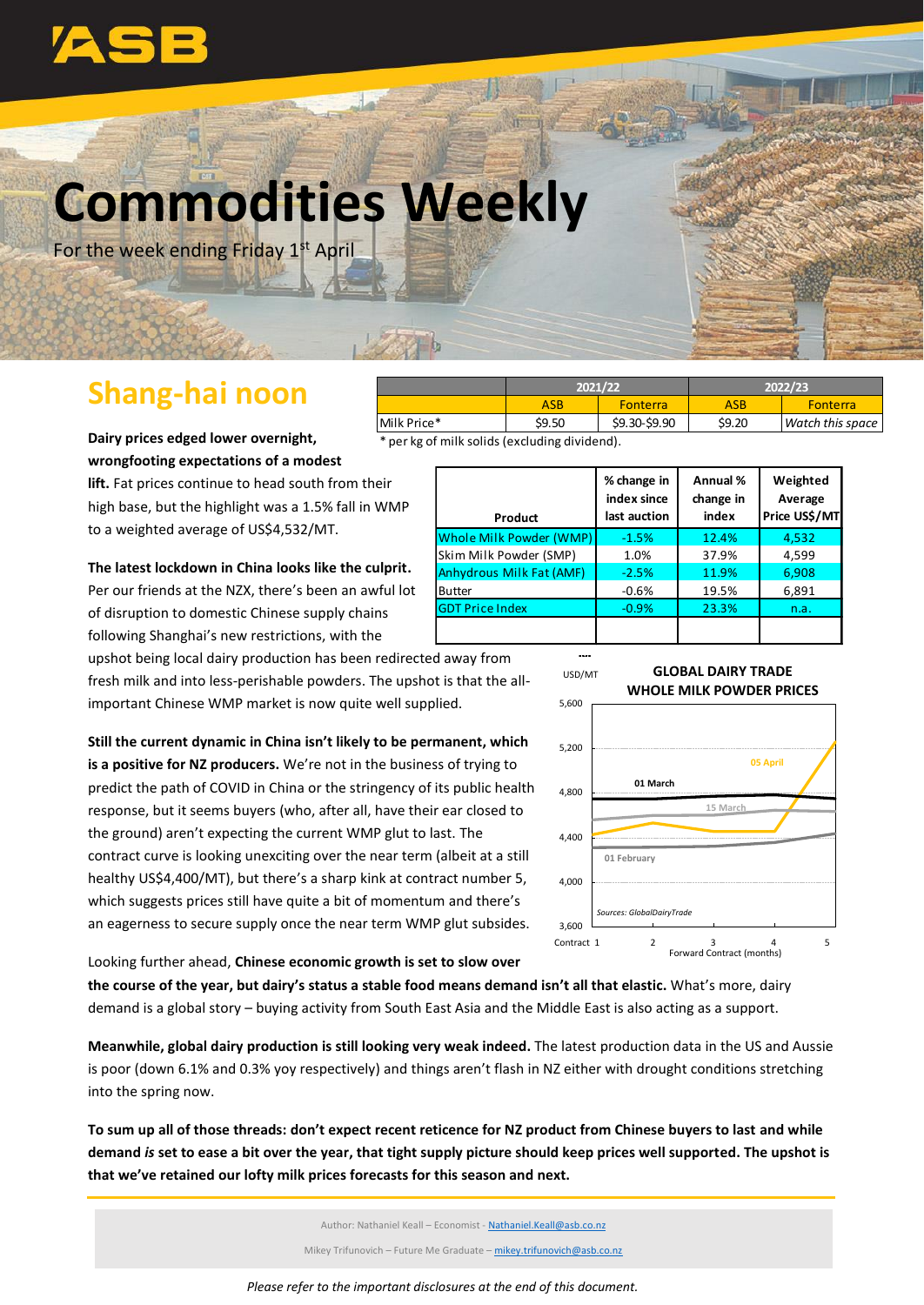# Commodities Weekly

For the week ending Friday 1st April

## Shang-hai noon

| | 2021/22 | | 2022/23 | |
|---|---|---|---|---|
| | ASB | Fonterra | ASB | Fonterra |
| Milk Price* | $9.50 | $9.30-$9.90 | $9.20 | *Watch this space* |

\* per kg of milk solids (excluding dividend).

**Dairy prices edged lower overnight, wrongfooting expectations of a modest lift.** Fat prices continue to head south from their high base, but the highlight was a 1.5% fall in WMP to a weighted average of US$4,532/MT.

| Product | % change in index since last auction | Annual % change in index | Weighted Average Price US$/MT |
|---|---|---|---|
| Whole Milk Powder (WMP) | -1.5% | 12.4% | 4,532 |
| Skim Milk Powder (SMP) | 1.0% | 37.9% | 4,599 |
| Anhydrous Milk Fat (AMF) | -2.5% | 11.9% | 6,908 |
| Butter | -0.6% | 19.5% | 6,891 |
| GDT Price Index | -0.9% | 23.3% | n.a. |

**The latest lockdown in China looks like the culprit.** Per our friends at the NZX, there's been an awful lot of disruption to domestic Chinese supply chains following Shanghai's new restrictions, with the upshot being local dairy production has been redirected away from fresh milk and into less-perishable powders. The upshot is that the all-important Chinese WMP market is now quite well supplied.

**Still the current dynamic in China isn't likely to be permanent, which is a positive for NZ producers.** We're not in the business of trying to predict the path of COVID in China or the stringency of its public health response, but it seems buyers (who, after all, have their ear closed to the ground) aren't expecting the current WMP glut to last. The contract curve is looking unexciting over the near term (albeit at a still healthy US$4,400/MT), but there's a sharp kink at contract number 5, which suggests prices still have quite a bit of momentum and there's an eagerness to secure supply once the near term WMP glut subsides.

**GLOBAL DAIRY TRADE WHOLE MILK POWDER PRICES**

Sources: GlobalDairyTrade

Looking further ahead, **Chinese economic growth is set to slow over the course of the year, but dairy's status a stable food means demand isn't all that elastic.** What's more, dairy demand is a global story – buying activity from South East Asia and the Middle East is also acting as a support.

**Meanwhile, global dairy production is still looking very weak indeed.** The latest production data in the US and Aussie is poor (down 6.1% and 0.3% yoy respectively) and things aren't flash in NZ either with drought conditions stretching into the spring now.

**To sum up all of those threads: don't expect recent reticence for NZ product from Chinese buyers to last and while demand *is* set to ease a bit over the year, that tight supply picture should keep prices well supported. The upshot is that we've retained our lofty milk prices forecasts for this season and next.**

Author: Nathaniel Keall – Economist - Nathaniel.Keall@asb.co.nz

Mikey Trifunovich – Future Me Graduate – mikey.trifunovich@asb.co.nz

*Please refer to the important disclosures at the end of this document.*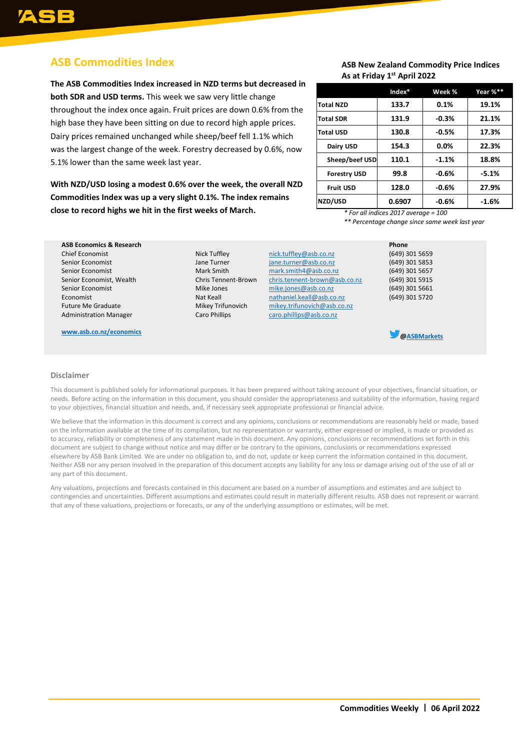## ASB Commodities Index

**The ASB Commodities Index increased in NZD terms but decreased in both SDR and USD terms.** This week we saw very little change throughout the index once again. Fruit prices are down 0.6% from the high base they have been sitting on due to record high apple prices. Dairy prices remained unchanged while sheep/beef fell 1.1% which was the largest change of the week. Forestry decreased by 0.6%, now 5.1% lower than the same week last year.

**With NZD/USD losing a modest 0.6% over the week, the overall NZD Commodities Index was up a very slight 0.1%. The index remains close to record highs we hit in the first weeks of March.**

**ASB New Zealand Commodity Price Indices As at Friday 1st April 2022**

| | Index* | Week % | Year %** |
|---|---|---|---|
| Total NZD | 133.7 | 0.1% | 19.1% |
| Total SDR | 131.9 | -0.3% | 21.1% |
| Total USD | 130.8 | -0.5% | 17.3% |
| Dairy USD | 154.3 | 0.0% | 22.3% |
| Sheep/beef USD | 110.1 | -1.1% | 18.8% |
| Forestry USD | 99.8 | -0.6% | -5.1% |
| Fruit USD | 128.0 | -0.6% | 27.9% |
| NZD/USD | 0.6907 | -0.6% | -1.6% |

*\* For all indices 2017 average = 100*

*\*\* Percentage change since same week last year*

| ASB Economics & Research | | | Phone |
|---|---|---|---|
| Chief Economist | Nick Tuffley | nick.tuffley@asb.co.nz | (649) 301 5659 |
| Senior Economist | Jane Turner | jane.turner@asb.co.nz | (649) 301 5853 |
| Senior Economist | Mark Smith | mark.smith4@asb.co.nz | (649) 301 5657 |
| Senior Economist, Wealth | Chris Tennent-Brown | chris.tennent-brown@asb.co.nz | (649) 301 5915 |
| Senior Economist | Mike Jones | mike.jones@asb.co.nz | (649) 301 5661 |
| Economist | Nat Keall | nathaniel.keall@asb.co.nz | (649) 301 5720 |
| Future Me Graduate | Mikey Trifunovich | mikey.trifunovich@asb.co.nz | |
| Administration Manager | Caro Phillips | caro.phillips@asb.co.nz | |

www.asb.co.nz/economics

@ASBMarkets

### Disclaimer

This document is published solely for informational purposes. It has been prepared without taking account of your objectives, financial situation, or needs. Before acting on the information in this document, you should consider the appropriateness and suitability of the information, having regard to your objectives, financial situation and needs, and, if necessary seek appropriate professional or financial advice.

We believe that the information in this document is correct and any opinions, conclusions or recommendations are reasonably held or made, based on the information available at the time of its compilation, but no representation or warranty, either expressed or implied, is made or provided as to accuracy, reliability or completeness of any statement made in this document. Any opinions, conclusions or recommendations set forth in this document are subject to change without notice and may differ or be contrary to the opinions, conclusions or recommendations expressed elsewhere by ASB Bank Limited. We are under no obligation to, and do not, update or keep current the information contained in this document. Neither ASB nor any person involved in the preparation of this document accepts any liability for any loss or damage arising out of the use of all or any part of this document.

Any valuations, projections and forecasts contained in this document are based on a number of assumptions and estimates and are subject to contingencies and uncertainties. Different assumptions and estimates could result in materially different results. ASB does not represent or warrant that any of these valuations, projections or forecasts, or any of the underlying assumptions or estimates, will be met.